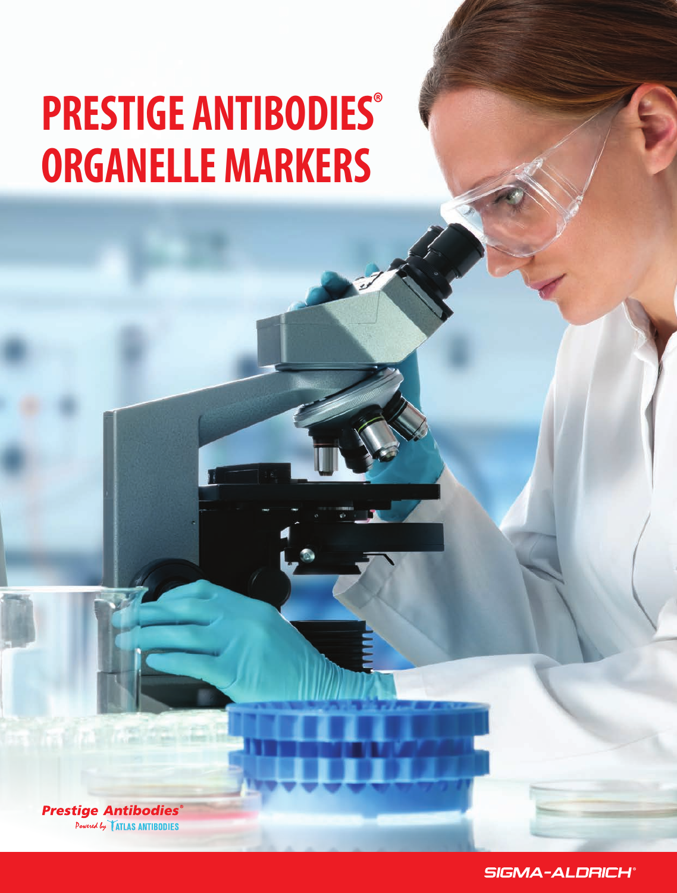# PRESTIGE ANTIBODIES® ORGANELLE MARKERS

*Prestige Antibodies®*
*Powered by* ATLAS ANTIBODIES

SIGMA-ALDRICH®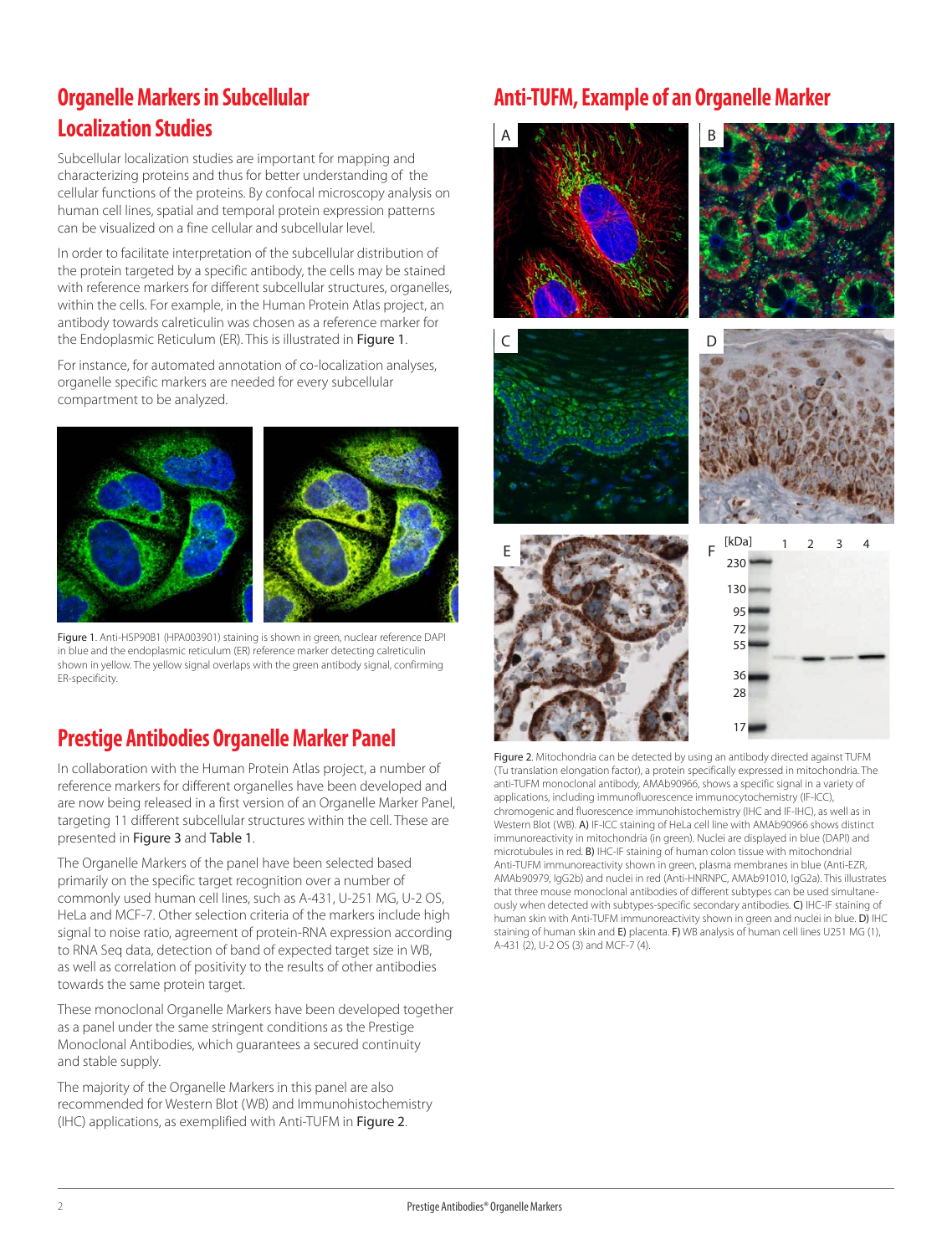## Organelle Markers in Subcellular Localization Studies

Subcellular localization studies are important for mapping and characterizing proteins and thus for better understanding of the cellular functions of the proteins. By confocal microscopy analysis on human cell lines, spatial and temporal protein expression patterns can be visualized on a fine cellular and subcellular level.

In order to facilitate interpretation of the subcellular distribution of the protein targeted by a specific antibody, the cells may be stained with reference markers for different subcellular structures, organelles, within the cells. For example, in the Human Protein Atlas project, an antibody towards calreticulin was chosen as a reference marker for the Endoplasmic Reticulum (ER). This is illustrated in Figure 1.

For instance, for automated annotation of co-localization analyses, organelle specific markers are needed for every subcellular compartment to be analyzed.

Figure 1. Anti-HSP90B1 (HPA003901) staining is shown in green, nuclear reference DAPI in blue and the endoplasmic reticulum (ER) reference marker detecting calreticulin shown in yellow. The yellow signal overlaps with the green antibody signal, confirming ER-specificity.

## Prestige Antibodies Organelle Marker Panel

In collaboration with the Human Protein Atlas project, a number of reference markers for different organelles have been developed and are now being released in a first version of an Organelle Marker Panel, targeting 11 different subcellular structures within the cell. These are presented in Figure 3 and Table 1.

The Organelle Markers of the panel have been selected based primarily on the specific target recognition over a number of commonly used human cell lines, such as A-431, U-251 MG, U-2 OS, HeLa and MCF-7. Other selection criteria of the markers include high signal to noise ratio, agreement of protein-RNA expression according to RNA Seq data, detection of band of expected target size in WB, as well as correlation of positivity to the results of other antibodies towards the same protein target.

These monoclonal Organelle Markers have been developed together as a panel under the same stringent conditions as the Prestige Monoclonal Antibodies, which guarantees a secured continuity and stable supply.

The majority of the Organelle Markers in this panel are also recommended for Western Blot (WB) and Immunohistochemistry (IHC) applications, as exemplified with Anti-TUFM in Figure 2.

## Anti-TUFM, Example of an Organelle Marker

Figure 2. Mitochondria can be detected by using an antibody directed against TUFM (Tu translation elongation factor), a protein specifically expressed in mitochondria. The anti-TUFM monoclonal antibody, AMAb90966, shows a specific signal in a variety of applications, including immunofluorescence immunocytochemistry (IF-ICC), chromogenic and fluorescence immunohistochemistry (IHC and IF-IHC), as well as in Western Blot (WB). **A)** IF-ICC staining of HeLa cell line with AMAb90966 shows distinct immunoreactivity in mitochondria (in green). Nuclei are displayed in blue (DAPI) and microtubules in red. **B)** IHC-IF staining of human colon tissue with mitochondrial Anti-TUFM immunoreactivity shown in green, plasma membranes in blue (Anti-EZR, AMAb90979, IgG2b) and nuclei in red (Anti-HNRNPC, AMAb91010, IgG2a). This illustrates that three mouse monoclonal antibodies of different subtypes can be used simultaneously when detected with subtypes-specific secondary antibodies. **C)** IHC-IF staining of human skin with Anti-TUFM immunoreactivity shown in green and nuclei in blue. **D)** IHC staining of human skin and **E)** placenta. **F)** WB analysis of human cell lines U251 MG (1), A-431 (2), U-2 OS (3) and MCF-7 (4).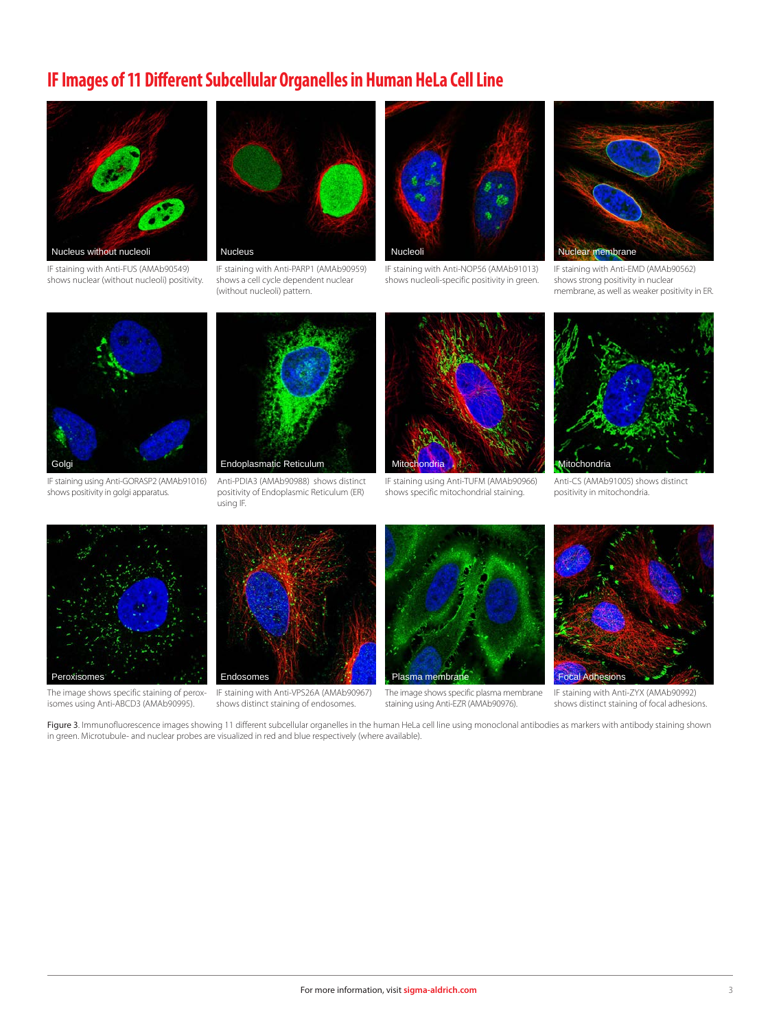# IF Images of 11 Different Subcellular Organelles in Human HeLa Cell Line

Nucleus without nucleoli

IF staining with Anti-FUS (AMAb90549) shows nuclear (without nucleoli) positivity.

Nucleus

IF staining with Anti-PARP1 (AMAb90959) shows a cell cycle dependent nuclear (without nucleoli) pattern.

Nucleoli

IF staining with Anti-NOP56 (AMAb91013) shows nucleoli-specific positivity in green.

Nuclear membrane

IF staining with Anti-EMD (AMAb90562) shows strong positivity in nuclear membrane, as well as weaker positivity in ER.

Golgi

IF staining using Anti-GORASP2 (AMAb91016) shows positivity in golgi apparatus.

Endoplasmatic Reticulum

Anti-PDIA3 (AMAb90988) shows distinct positivity of Endoplasmic Reticulum (ER) using IF.

Mitochondria

IF staining using Anti-TUFM (AMAb90966) shows specific mitochondrial staining.

Mitochondria

Anti-CS (AMAb91005) shows distinct positivity in mitochondria.

Peroxisomes

The image shows specific staining of peroxisomes using Anti-ABCD3 (AMAb90995).

Endosomes

IF staining with Anti-VPS26A (AMAb90967) shows distinct staining of endosomes.

Plasma membrane

The image shows specific plasma membrane staining using Anti-EZR (AMAb90976).

Focal Adhesions

IF staining with Anti-ZYX (AMAb90992) shows distinct staining of focal adhesions.

**Figure 3**. Immunofluorescence images showing 11 different subcellular organelles in the human HeLa cell line using monoclonal antibodies as markers with antibody staining shown in green. Microtubule- and nuclear probes are visualized in red and blue respectively (where available).

For more information, visit **sigma-aldrich.com**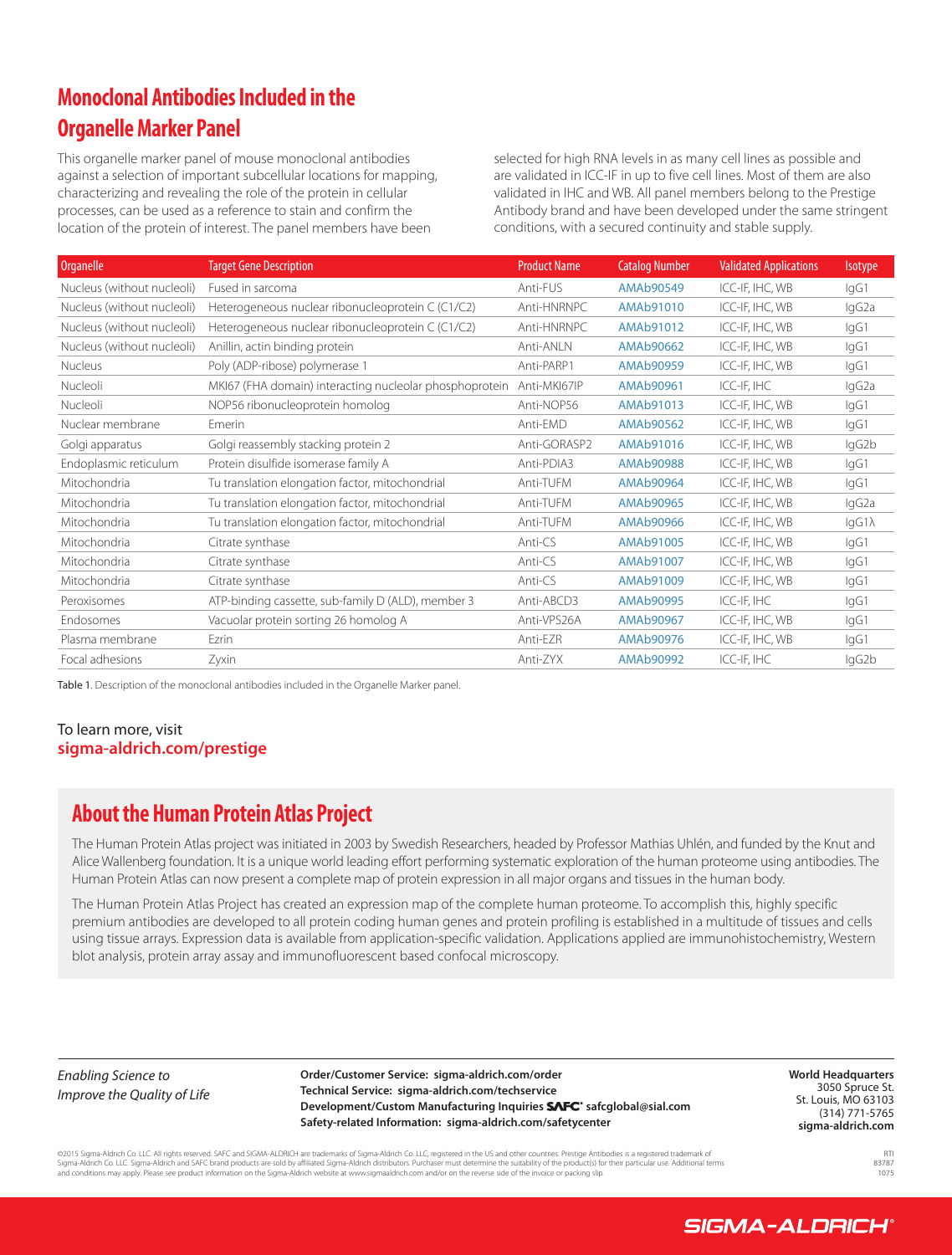## Monoclonal Antibodies Included in the Organelle Marker Panel

This organelle marker panel of mouse monoclonal antibodies against a selection of important subcellular locations for mapping, characterizing and revealing the role of the protein in cellular processes, can be used as a reference to stain and confirm the location of the protein of interest. The panel members have been selected for high RNA levels in as many cell lines as possible and are validated in ICC-IF in up to five cell lines. Most of them are also validated in IHC and WB. All panel members belong to the Prestige Antibody brand and have been developed under the same stringent conditions, with a secured continuity and stable supply.

| Organelle | Target Gene Description | Product Name | Catalog Number | Validated Applications | Isotype |
|---|---|---|---|---|---|
| Nucleus (without nucleoli) | Fused in sarcoma | Anti-FUS | AMAb90549 | ICC-IF, IHC, WB | IgG1 |
| Nucleus (without nucleoli) | Heterogeneous nuclear ribonucleoprotein C (C1/C2) | Anti-HNRNPC | AMAb91010 | ICC-IF, IHC, WB | IgG2a |
| Nucleus (without nucleoli) | Heterogeneous nuclear ribonucleoprotein C (C1/C2) | Anti-HNRNPC | AMAb91012 | ICC-IF, IHC, WB | IgG1 |
| Nucleus (without nucleoli) | Anillin, actin binding protein | Anti-ANLN | AMAb90662 | ICC-IF, IHC, WB | IgG1 |
| Nucleus | Poly (ADP-ribose) polymerase 1 | Anti-PARP1 | AMAb90959 | ICC-IF, IHC, WB | IgG1 |
| Nucleoli | MKI67 (FHA domain) interacting nucleolar phosphoprotein | Anti-MKI67IP | AMAb90961 | ICC-IF, IHC | IgG2a |
| Nucleoli | NOP56 ribonucleoprotein homolog | Anti-NOP56 | AMAb91013 | ICC-IF, IHC, WB | IgG1 |
| Nuclear membrane | Emerin | Anti-EMD | AMAb90562 | ICC-IF, IHC, WB | IgG1 |
| Golgi apparatus | Golgi reassembly stacking protein 2 | Anti-GORASP2 | AMAb91016 | ICC-IF, IHC, WB | IgG2b |
| Endoplasmic reticulum | Protein disulfide isomerase family A | Anti-PDIA3 | AMAb90988 | ICC-IF, IHC, WB | IgG1 |
| Mitochondria | Tu translation elongation factor, mitochondrial | Anti-TUFM | AMAb90964 | ICC-IF, IHC, WB | IgG1 |
| Mitochondria | Tu translation elongation factor, mitochondrial | Anti-TUFM | AMAb90965 | ICC-IF, IHC, WB | IgG2a |
| Mitochondria | Tu translation elongation factor, mitochondrial | Anti-TUFM | AMAb90966 | ICC-IF, IHC, WB | IgG1λ |
| Mitochondria | Citrate synthase | Anti-CS | AMAb91005 | ICC-IF, IHC, WB | IgG1 |
| Mitochondria | Citrate synthase | Anti-CS | AMAb91007 | ICC-IF, IHC, WB | IgG1 |
| Mitochondria | Citrate synthase | Anti-CS | AMAb91009 | ICC-IF, IHC, WB | IgG1 |
| Peroxisomes | ATP-binding cassette, sub-family D (ALD), member 3 | Anti-ABCD3 | AMAb90995 | ICC-IF, IHC | IgG1 |
| Endosomes | Vacuolar protein sorting 26 homolog A | Anti-VPS26A | AMAb90967 | ICC-IF, IHC, WB | IgG1 |
| Plasma membrane | Ezrin | Anti-EZR | AMAb90976 | ICC-IF, IHC, WB | IgG1 |
| Focal adhesions | Zyxin | Anti-ZYX | AMAb90992 | ICC-IF, IHC | IgG2b |

**Table 1.** Description of the monoclonal antibodies included in the Organelle Marker panel.

To learn more, visit
**sigma-aldrich.com/prestige**

## About the Human Protein Atlas Project

The Human Protein Atlas project was initiated in 2003 by Swedish Researchers, headed by Professor Mathias Uhlén, and funded by the Knut and Alice Wallenberg foundation. It is a unique world leading effort performing systematic exploration of the human proteome using antibodies. The Human Protein Atlas can now present a complete map of protein expression in all major organs and tissues in the human body.

The Human Protein Atlas Project has created an expression map of the complete human proteome. To accomplish this, highly specific premium antibodies are developed to all protein coding human genes and protein profiling is established in a multitude of tissues and cells using tissue arrays. Expression data is available from application-specific validation. Applications applied are immunohistochemistry, Western blot analysis, protein array assay and immunofluorescent based confocal microscopy.

*Enabling Science to Improve the Quality of Life*

**Order/Customer Service: sigma-aldrich.com/order**
**Technical Service: sigma-aldrich.com/techservice**
**Development/Custom Manufacturing Inquiries SAFC® safcglobal@sial.com**
**Safety-related Information: sigma-aldrich.com/safetycenter**

**World Headquarters**
3050 Spruce St.
St. Louis, MO 63103
(314) 771-5765
**sigma-aldrich.com**

©2015 Sigma-Aldrich Co. LLC. All rights reserved. SAFC and SIGMA-ALDRICH are trademarks of Sigma-Aldrich Co. LLC, registered in the US and other countries. Prestige Antibodies is a registered trademark of Sigma-Aldrich Co. LLC. Sigma-Aldrich and SAFC brand products are sold by affiliated Sigma-Aldrich distributors. Purchaser must determine the suitability of the product(s) for their particular use. Additional terms and conditions may apply. Please see product information on the Sigma-Aldrich website at www.sigmaaldrich.com and/or on the reverse side of the invoice or packing slip.

RTI
83787
1075

SIGMA-ALDRICH®